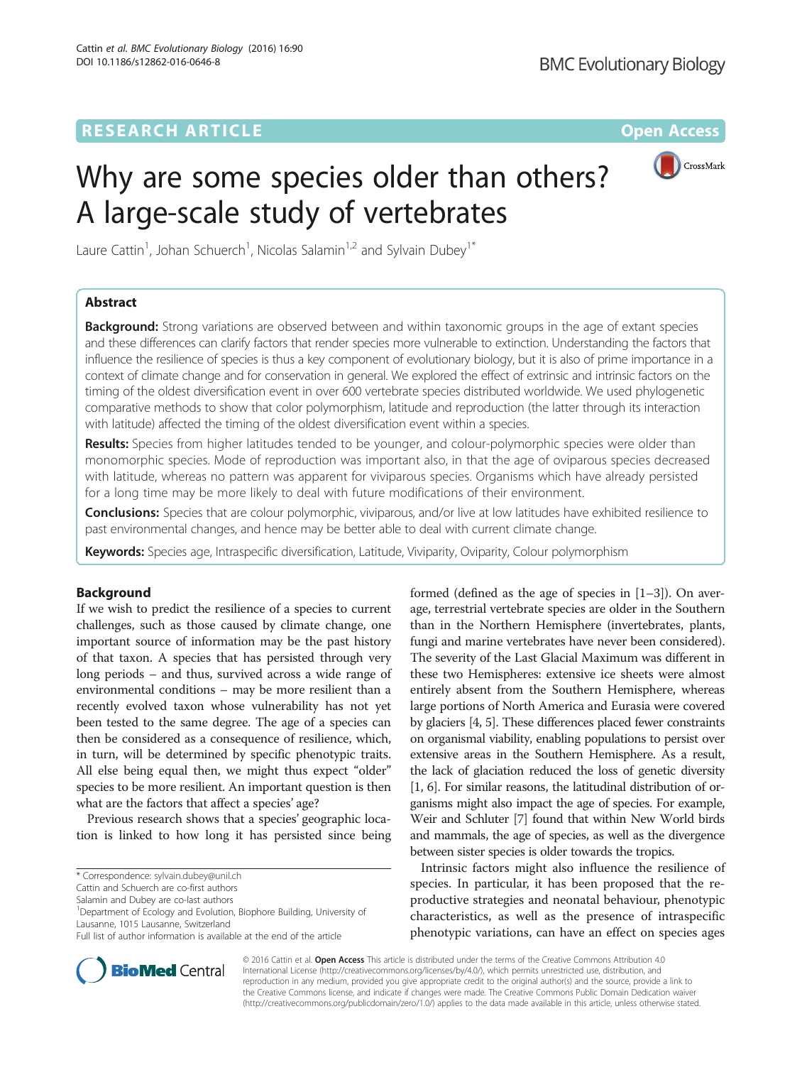RESEARCH ARTICLE

Open Access

# Why are some species older than others? A large-scale study of vertebrates

Laure Cattin[1], Johan Schuerch[1], Nicolas Salamin[1,2] and Sylvain Dubey[1*]

## Abstract

**Background:** Strong variations are observed between and within taxonomic groups in the age of extant species and these differences can clarify factors that render species more vulnerable to extinction. Understanding the factors that influence the resilience of species is thus a key component of evolutionary biology, but it is also of prime importance in a context of climate change and for conservation in general. We explored the effect of extrinsic and intrinsic factors on the timing of the oldest diversification event in over 600 vertebrate species distributed worldwide. We used phylogenetic comparative methods to show that color polymorphism, latitude and reproduction (the latter through its interaction with latitude) affected the timing of the oldest diversification event within a species.

**Results:** Species from higher latitudes tended to be younger, and colour-polymorphic species were older than monomorphic species. Mode of reproduction was important also, in that the age of oviparous species decreased with latitude, whereas no pattern was apparent for viviparous species. Organisms which have already persisted for a long time may be more likely to deal with future modifications of their environment.

**Conclusions:** Species that are colour polymorphic, viviparous, and/or live at low latitudes have exhibited resilience to past environmental changes, and hence may be better able to deal with current climate change.

**Keywords:** Species age, Intraspecific diversification, Latitude, Viviparity, Oviparity, Colour polymorphism

## Background

If we wish to predict the resilience of a species to current challenges, such as those caused by climate change, one important source of information may be the past history of that taxon. A species that has persisted through very long periods – and thus, survived across a wide range of environmental conditions – may be more resilient than a recently evolved taxon whose vulnerability has not yet been tested to the same degree. The age of a species can then be considered as a consequence of resilience, which, in turn, will be determined by specific phenotypic traits. All else being equal then, we might thus expect "older" species to be more resilient. An important question is then what are the factors that affect a species' age?

Previous research shows that a species' geographic location is linked to how long it has persisted since being formed (defined as the age of species in [1–3]). On average, terrestrial vertebrate species are older in the Southern than in the Northern Hemisphere (invertebrates, plants, fungi and marine vertebrates have never been considered). The severity of the Last Glacial Maximum was different in these two Hemispheres: extensive ice sheets were almost entirely absent from the Southern Hemisphere, whereas large portions of North America and Eurasia were covered by glaciers [4, 5]. These differences placed fewer constraints on organismal viability, enabling populations to persist over extensive areas in the Southern Hemisphere. As a result, the lack of glaciation reduced the loss of genetic diversity [1, 6]. For similar reasons, the latitudinal distribution of organisms might also impact the age of species. For example, Weir and Schluter [7] found that within New World birds and mammals, the age of species, as well as the divergence between sister species is older towards the tropics.

Intrinsic factors might also influence the resilience of species. In particular, it has been proposed that the reproductive strategies and neonatal behaviour, phenotypic characteristics, as well as the presence of intraspecific phenotypic variations, can have an effect on species ages

\* Correspondence: sylvain.dubey@unil.ch
Cattin and Schuerch are co-first authors
Salamin and Dubey are co-last authors
[1]Department of Ecology and Evolution, Biophore Building, University of Lausanne, 1015 Lausanne, Switzerland
Full list of author information is available at the end of the article

© 2016 Cattin et al. **Open Access** This article is distributed under the terms of the Creative Commons Attribution 4.0 International License (http://creativecommons.org/licenses/by/4.0/), which permits unrestricted use, distribution, and reproduction in any medium, provided you give appropriate credit to the original author(s) and the source, provide a link to the Creative Commons license, and indicate if changes were made. The Creative Commons Public Domain Dedication waiver (http://creativecommons.org/publicdomain/zero/1.0/) applies to the data made available in this article, unless otherwise stated.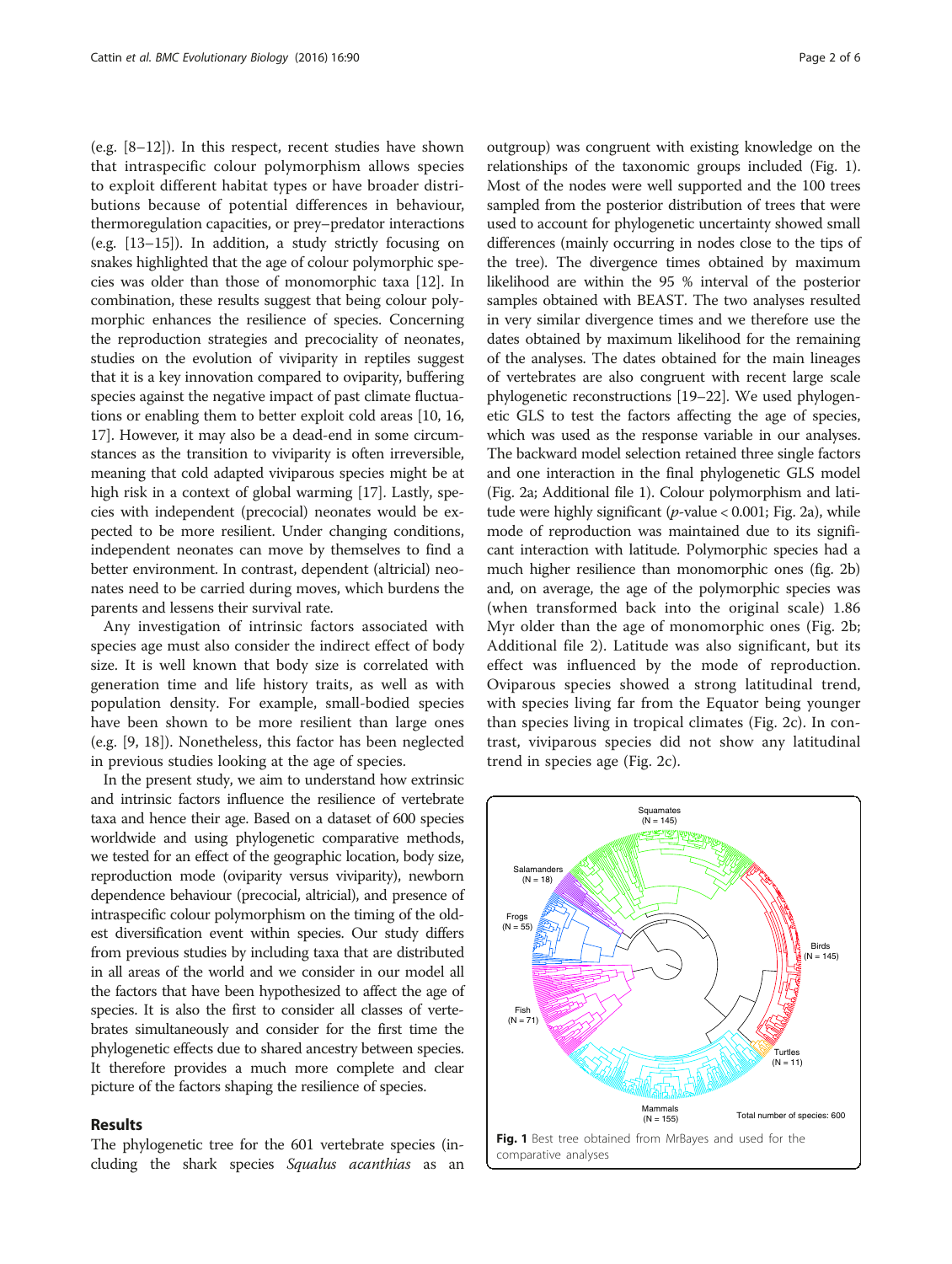(e.g. [8–12]). In this respect, recent studies have shown that intraspecific colour polymorphism allows species to exploit different habitat types or have broader distributions because of potential differences in behaviour, thermoregulation capacities, or prey–predator interactions (e.g. [13–15]). In addition, a study strictly focusing on snakes highlighted that the age of colour polymorphic species was older than those of monomorphic taxa [12]. In combination, these results suggest that being colour polymorphic enhances the resilience of species. Concerning the reproduction strategies and precociality of neonates, studies on the evolution of viviparity in reptiles suggest that it is a key innovation compared to oviparity, buffering species against the negative impact of past climate fluctuations or enabling them to better exploit cold areas [10, 16, 17]. However, it may also be a dead-end in some circumstances as the transition to viviparity is often irreversible, meaning that cold adapted viviparous species might be at high risk in a context of global warming [17]. Lastly, species with independent (precocial) neonates would be expected to be more resilient. Under changing conditions, independent neonates can move by themselves to find a better environment. In contrast, dependent (altricial) neonates need to be carried during moves, which burdens the parents and lessens their survival rate.

Any investigation of intrinsic factors associated with species age must also consider the indirect effect of body size. It is well known that body size is correlated with generation time and life history traits, as well as with population density. For example, small-bodied species have been shown to be more resilient than large ones (e.g. [9, 18]). Nonetheless, this factor has been neglected in previous studies looking at the age of species.

In the present study, we aim to understand how extrinsic and intrinsic factors influence the resilience of vertebrate taxa and hence their age. Based on a dataset of 600 species worldwide and using phylogenetic comparative methods, we tested for an effect of the geographic location, body size, reproduction mode (oviparity versus viviparity), newborn dependence behaviour (precocial, altricial), and presence of intraspecific colour polymorphism on the timing of the oldest diversification event within species. Our study differs from previous studies by including taxa that are distributed in all areas of the world and we consider in our model all the factors that have been hypothesized to affect the age of species. It is also the first to consider all classes of vertebrates simultaneously and consider for the first time the phylogenetic effects due to shared ancestry between species. It therefore provides a much more complete and clear picture of the factors shaping the resilience of species.

## Results

The phylogenetic tree for the 601 vertebrate species (including the shark species *Squalus acanthias* as an outgroup) was congruent with existing knowledge on the relationships of the taxonomic groups included (Fig. 1). Most of the nodes were well supported and the 100 trees sampled from the posterior distribution of trees that were used to account for phylogenetic uncertainty showed small differences (mainly occurring in nodes close to the tips of the tree). The divergence times obtained by maximum likelihood are within the 95 % interval of the posterior samples obtained with BEAST. The two analyses resulted in very similar divergence times and we therefore use the dates obtained by maximum likelihood for the remaining of the analyses. The dates obtained for the main lineages of vertebrates are also congruent with recent large scale phylogenetic reconstructions [19–22]. We used phylogenetic GLS to test the factors affecting the age of species, which was used as the response variable in our analyses. The backward model selection retained three single factors and one interaction in the final phylogenetic GLS model (Fig. 2a; Additional file 1). Colour polymorphism and latitude were highly significant ($p$-value < 0.001; Fig. 2a), while mode of reproduction was maintained due to its significant interaction with latitude. Polymorphic species had a much higher resilience than monomorphic ones (fig. 2b) and, on average, the age of the polymorphic species was (when transformed back into the original scale) 1.86 Myr older than the age of monomorphic ones (Fig. 2b; Additional file 2). Latitude was also significant, but its effect was influenced by the mode of reproduction. Oviparous species showed a strong latitudinal trend, with species living far from the Equator being younger than species living in tropical climates (Fig. 2c). In contrast, viviparous species did not show any latitudinal trend in species age (Fig. 2c).

**Fig. 1** Best tree obtained from MrBayes and used for the comparative analyses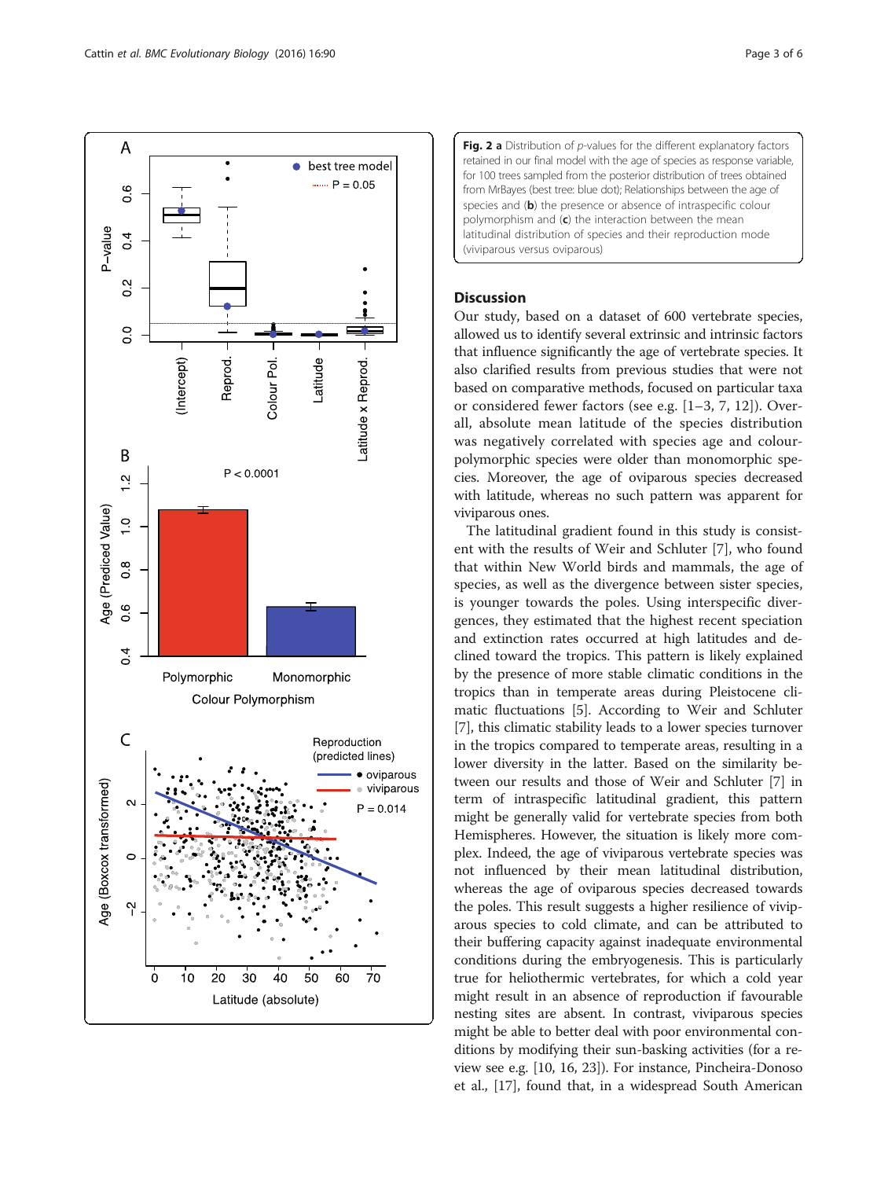**Fig. 2 a** Distribution of *p*-values for the different explanatory factors retained in our final model with the age of species as response variable, for 100 trees sampled from the posterior distribution of trees obtained from MrBayes (best tree: blue dot); Relationships between the age of species and (**b**) the presence or absence of intraspecific colour polymorphism and (**c**) the interaction between the mean latitudinal distribution of species and their reproduction mode (viviparous versus oviparous)

## Discussion

Our study, based on a dataset of 600 vertebrate species, allowed us to identify several extrinsic and intrinsic factors that influence significantly the age of vertebrate species. It also clarified results from previous studies that were not based on comparative methods, focused on particular taxa or considered fewer factors (see e.g. [1–3, 7, 12]). Overall, absolute mean latitude of the species distribution was negatively correlated with species age and colour-polymorphic species were older than monomorphic species. Moreover, the age of oviparous species decreased with latitude, whereas no such pattern was apparent for viviparous ones.

The latitudinal gradient found in this study is consistent with the results of Weir and Schluter [7], who found that within New World birds and mammals, the age of species, as well as the divergence between sister species, is younger towards the poles. Using interspecific divergences, they estimated that the highest recent speciation and extinction rates occurred at high latitudes and declined toward the tropics. This pattern is likely explained by the presence of more stable climatic conditions in the tropics than in temperate areas during Pleistocene climatic fluctuations [5]. According to Weir and Schluter [7], this climatic stability leads to a lower species turnover in the tropics compared to temperate areas, resulting in a lower diversity in the latter. Based on the similarity between our results and those of Weir and Schluter [7] in term of intraspecific latitudinal gradient, this pattern might be generally valid for vertebrate species from both Hemispheres. However, the situation is likely more complex. Indeed, the age of viviparous vertebrate species was not influenced by their mean latitudinal distribution, whereas the age of oviparous species decreased towards the poles. This result suggests a higher resilience of viviparous species to cold climate, and can be attributed to their buffering capacity against inadequate environmental conditions during the embryogenesis. This is particularly true for heliothermic vertebrates, for which a cold year might result in an absence of reproduction if favourable nesting sites are absent. In contrast, viviparous species might be able to better deal with poor environmental conditions by modifying their sun-basking activities (for a review see e.g. [10, 16, 23]). For instance, Pincheira-Donoso et al., [17], found that, in a widespread South American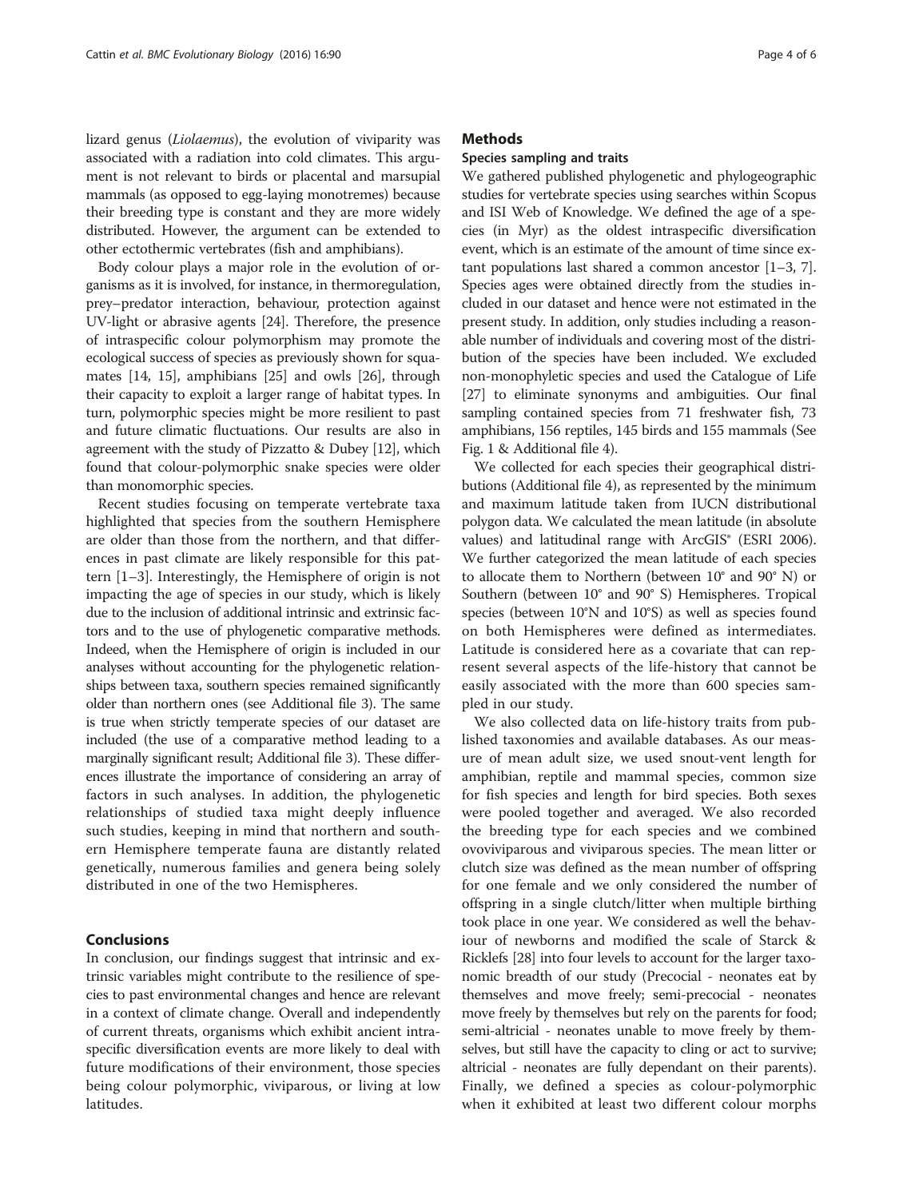lizard genus (*Liolaemus*), the evolution of viviparity was associated with a radiation into cold climates. This argument is not relevant to birds or placental and marsupial mammals (as opposed to egg-laying monotremes) because their breeding type is constant and they are more widely distributed. However, the argument can be extended to other ectothermic vertebrates (fish and amphibians).

Body colour plays a major role in the evolution of organisms as it is involved, for instance, in thermoregulation, prey–predator interaction, behaviour, protection against UV-light or abrasive agents [24]. Therefore, the presence of intraspecific colour polymorphism may promote the ecological success of species as previously shown for squamates [14, 15], amphibians [25] and owls [26], through their capacity to exploit a larger range of habitat types. In turn, polymorphic species might be more resilient to past and future climatic fluctuations. Our results are also in agreement with the study of Pizzatto & Dubey [12], which found that colour-polymorphic snake species were older than monomorphic species.

Recent studies focusing on temperate vertebrate taxa highlighted that species from the southern Hemisphere are older than those from the northern, and that differences in past climate are likely responsible for this pattern [1–3]. Interestingly, the Hemisphere of origin is not impacting the age of species in our study, which is likely due to the inclusion of additional intrinsic and extrinsic factors and to the use of phylogenetic comparative methods. Indeed, when the Hemisphere of origin is included in our analyses without accounting for the phylogenetic relationships between taxa, southern species remained significantly older than northern ones (see Additional file 3). The same is true when strictly temperate species of our dataset are included (the use of a comparative method leading to a marginally significant result; Additional file 3). These differences illustrate the importance of considering an array of factors in such analyses. In addition, the phylogenetic relationships of studied taxa might deeply influence such studies, keeping in mind that northern and southern Hemisphere temperate fauna are distantly related genetically, numerous families and genera being solely distributed in one of the two Hemispheres.

## Conclusions

In conclusion, our findings suggest that intrinsic and extrinsic variables might contribute to the resilience of species to past environmental changes and hence are relevant in a context of climate change. Overall and independently of current threats, organisms which exhibit ancient intraspecific diversification events are more likely to deal with future modifications of their environment, those species being colour polymorphic, viviparous, or living at low latitudes.

## Methods

### Species sampling and traits

We gathered published phylogenetic and phylogeographic studies for vertebrate species using searches within Scopus and ISI Web of Knowledge. We defined the age of a species (in Myr) as the oldest intraspecific diversification event, which is an estimate of the amount of time since extant populations last shared a common ancestor [1–3, 7]. Species ages were obtained directly from the studies included in our dataset and hence were not estimated in the present study. In addition, only studies including a reasonable number of individuals and covering most of the distribution of the species have been included. We excluded non-monophyletic species and used the Catalogue of Life [27] to eliminate synonyms and ambiguities. Our final sampling contained species from 71 freshwater fish, 73 amphibians, 156 reptiles, 145 birds and 155 mammals (See Fig. 1 & Additional file 4).

We collected for each species their geographical distributions (Additional file 4), as represented by the minimum and maximum latitude taken from IUCN distributional polygon data. We calculated the mean latitude (in absolute values) and latitudinal range with ArcGIS® (ESRI 2006). We further categorized the mean latitude of each species to allocate them to Northern (between 10° and 90° N) or Southern (between 10° and 90° S) Hemispheres. Tropical species (between 10°N and 10°S) as well as species found on both Hemispheres were defined as intermediates. Latitude is considered here as a covariate that can represent several aspects of the life-history that cannot be easily associated with the more than 600 species sampled in our study.

We also collected data on life-history traits from published taxonomies and available databases. As our measure of mean adult size, we used snout-vent length for amphibian, reptile and mammal species, common size for fish species and length for bird species. Both sexes were pooled together and averaged. We also recorded the breeding type for each species and we combined ovoviviparous and viviparous species. The mean litter or clutch size was defined as the mean number of offspring for one female and we only considered the number of offspring in a single clutch/litter when multiple birthing took place in one year. We considered as well the behaviour of newborns and modified the scale of Starck & Ricklefs [28] into four levels to account for the larger taxonomic breadth of our study (Precocial - neonates eat by themselves and move freely; semi-precocial - neonates move freely by themselves but rely on the parents for food; semi-altricial - neonates unable to move freely by themselves, but still have the capacity to cling or act to survive; altricial - neonates are fully dependant on their parents). Finally, we defined a species as colour-polymorphic when it exhibited at least two different colour morphs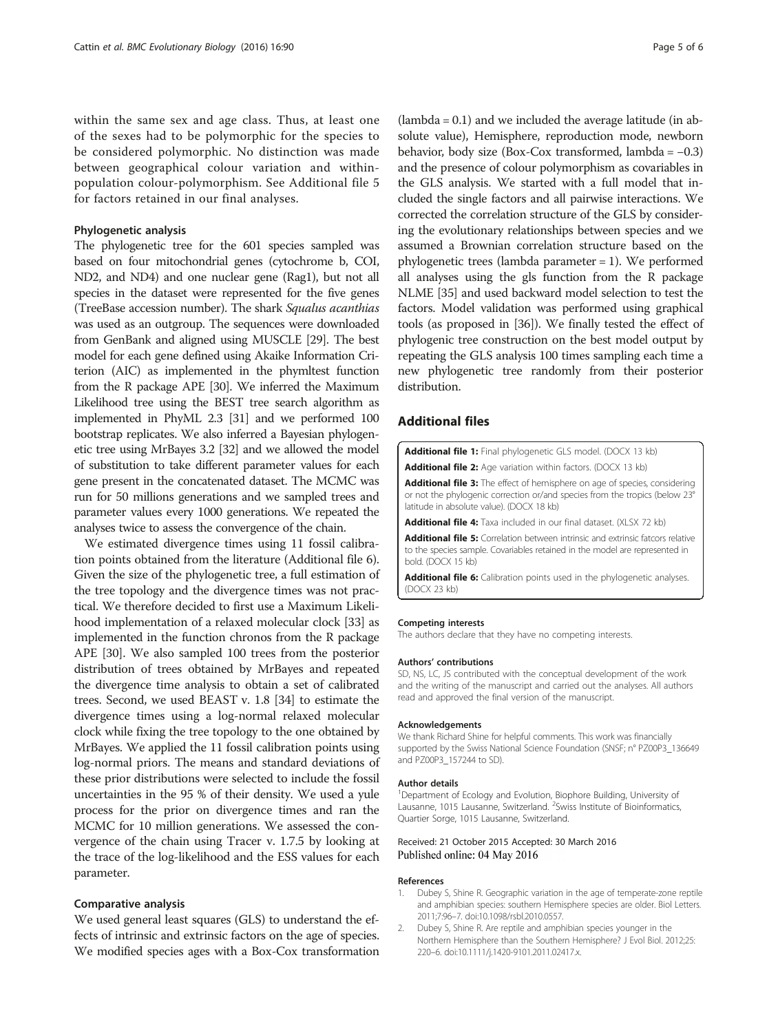within the same sex and age class. Thus, at least one of the sexes had to be polymorphic for the species to be considered polymorphic. No distinction was made between geographical colour variation and within-population colour-polymorphism. See Additional file 5 for factors retained in our final analyses.

### Phylogenetic analysis

The phylogenetic tree for the 601 species sampled was based on four mitochondrial genes (cytochrome b, COI, ND2, and ND4) and one nuclear gene (Rag1), but not all species in the dataset were represented for the five genes (TreeBase accession number). The shark *Squalus acanthias* was used as an outgroup. The sequences were downloaded from GenBank and aligned using MUSCLE [29]. The best model for each gene defined using Akaike Information Criterion (AIC) as implemented in the phymltest function from the R package APE [30]. We inferred the Maximum Likelihood tree using the BEST tree search algorithm as implemented in PhyML 2.3 [31] and we performed 100 bootstrap replicates. We also inferred a Bayesian phylogenetic tree using MrBayes 3.2 [32] and we allowed the model of substitution to take different parameter values for each gene present in the concatenated dataset. The MCMC was run for 50 millions generations and we sampled trees and parameter values every 1000 generations. We repeated the analyses twice to assess the convergence of the chain.

We estimated divergence times using 11 fossil calibration points obtained from the literature (Additional file 6). Given the size of the phylogenetic tree, a full estimation of the tree topology and the divergence times was not practical. We therefore decided to first use a Maximum Likelihood implementation of a relaxed molecular clock [33] as implemented in the function chronos from the R package APE [30]. We also sampled 100 trees from the posterior distribution of trees obtained by MrBayes and repeated the divergence time analysis to obtain a set of calibrated trees. Second, we used BEAST v. 1.8 [34] to estimate the divergence times using a log-normal relaxed molecular clock while fixing the tree topology to the one obtained by MrBayes. We applied the 11 fossil calibration points using log-normal priors. The means and standard deviations of these prior distributions were selected to include the fossil uncertainties in the 95 % of their density. We used a yule process for the prior on divergence times and ran the MCMC for 10 million generations. We assessed the convergence of the chain using Tracer v. 1.7.5 by looking at the trace of the log-likelihood and the ESS values for each parameter.

### Comparative analysis

We used general least squares (GLS) to understand the effects of intrinsic and extrinsic factors on the age of species. We modified species ages with a Box-Cox transformation (lambda = 0.1) and we included the average latitude (in absolute value), Hemisphere, reproduction mode, newborn behavior, body size (Box-Cox transformed, lambda = −0.3) and the presence of colour polymorphism as covariables in the GLS analysis. We started with a full model that included the single factors and all pairwise interactions. We corrected the correlation structure of the GLS by considering the evolutionary relationships between species and we assumed a Brownian correlation structure based on the phylogenetic trees (lambda parameter = 1). We performed all analyses using the gls function from the R package NLME [35] and used backward model selection to test the factors. Model validation was performed using graphical tools (as proposed in [36]). We finally tested the effect of phylogenic tree construction on the best model output by repeating the GLS analysis 100 times sampling each time a new phylogenetic tree randomly from their posterior distribution.

## Additional files

**Additional file 1:** Final phylogenetic GLS model. (DOCX 13 kb)

**Additional file 2:** Age variation within factors. (DOCX 13 kb)

**Additional file 3:** The effect of hemisphere on age of species, considering or not the phylogenic correction or/and species from the tropics (below 23° latitude in absolute value). (DOCX 18 kb)

**Additional file 4:** Taxa included in our final dataset. (XLSX 72 kb)

**Additional file 5:** Correlation between intrinsic and extrinsic fatcors relative to the species sample. Covariables retained in the model are represented in bold. (DOCX 15 kb)

**Additional file 6:** Calibration points used in the phylogenetic analyses. (DOCX 23 kb)

#### Competing interests

The authors declare that they have no competing interests.

#### Authors' contributions

SD, NS, LC, JS contributed with the conceptual development of the work and the writing of the manuscript and carried out the analyses. All authors read and approved the final version of the manuscript.

#### Acknowledgements

We thank Richard Shine for helpful comments. This work was financially supported by the Swiss National Science Foundation (SNSF; n° PZ00P3_136649 and PZ00P3_157244 to SD).

#### Author details

[1]Department of Ecology and Evolution, Biophore Building, University of Lausanne, 1015 Lausanne, Switzerland. [2]Swiss Institute of Bioinformatics, Quartier Sorge, 1015 Lausanne, Switzerland.

Received: 21 October 2015 Accepted: 30 March 2016
Published online: 04 May 2016

#### References

1. Dubey S, Shine R. Geographic variation in the age of temperate-zone reptile and amphibian species: southern Hemisphere species are older. Biol Letters. 2011;7:96–7. doi:10.1098/rsbl.2010.0557.
2. Dubey S, Shine R. Are reptile and amphibian species younger in the Northern Hemisphere than the Southern Hemisphere? J Evol Biol. 2012;25: 220–6. doi:10.1111/j.1420-9101.2011.02417.x.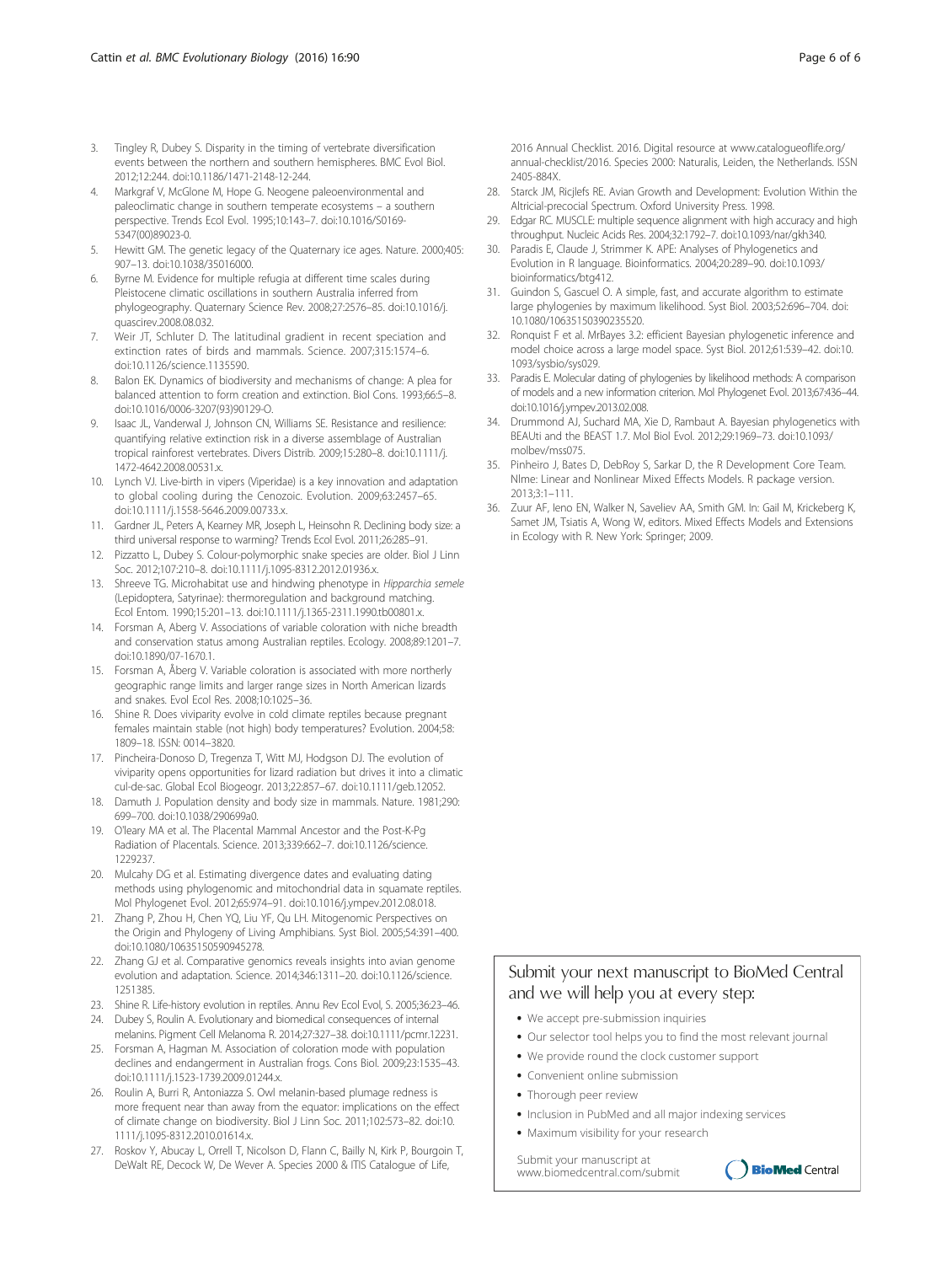3. Tingley R, Dubey S. Disparity in the timing of vertebrate diversification events between the northern and southern hemispheres. BMC Evol Biol. 2012;12:244. doi:10.1186/1471-2148-12-244.
4. Markgraf V, McGlone M, Hope G. Neogene paleoenvironmental and paleoclimatic change in southern temperate ecosystems – a southern perspective. Trends Ecol Evol. 1995;10:143–7. doi:10.1016/S0169-5347(00)89023-0.
5. Hewitt GM. The genetic legacy of the Quaternary ice ages. Nature. 2000;405: 907–13. doi:10.1038/35016000.
6. Byrne M. Evidence for multiple refugia at different time scales during Pleistocene climatic oscillations in southern Australia inferred from phylogeography. Quaternary Science Rev. 2008;27:2576–85. doi:10.1016/j.quascirev.2008.08.032.
7. Weir JT, Schluter D. The latitudinal gradient in recent speciation and extinction rates of birds and mammals. Science. 2007;315:1574–6. doi:10.1126/science.1135590.
8. Balon EK. Dynamics of biodiversity and mechanisms of change: A plea for balanced attention to form creation and extinction. Biol Cons. 1993;66:5–8. doi:10.1016/0006-3207(93)90129-O.
9. Isaac JL, Vanderwal J, Johnson CN, Williams SE. Resistance and resilience: quantifying relative extinction risk in a diverse assemblage of Australian tropical rainforest vertebrates. Divers Distrib. 2009;15:280–8. doi:10.1111/j.1472-4642.2008.00531.x.
10. Lynch VJ. Live-birth in vipers (Viperidae) is a key innovation and adaptation to global cooling during the Cenozoic. Evolution. 2009;63:2457–65. doi:10.1111/j.1558-5646.2009.00733.x.
11. Gardner JL, Peters A, Kearney MR, Joseph L, Heinsohn R. Declining body size: a third universal response to warming? Trends Ecol Evol. 2011;26:285–91.
12. Pizzatto L, Dubey S. Colour-polymorphic snake species are older. Biol J Linn Soc. 2012;107:210–8. doi:10.1111/j.1095-8312.2012.01936.x.
13. Shreeve TG. Microhabitat use and hindwing phenotype in *Hipparchia semele* (Lepidoptera, Satyrinae): thermoregulation and background matching. Ecol Entom. 1990;15:201–13. doi:10.1111/j.1365-2311.1990.tb00801.x.
14. Forsman A, Aberg V. Associations of variable coloration with niche breadth and conservation status among Australian reptiles. Ecology. 2008;89:1201–7. doi:10.1890/07-1670.1.
15. Forsman A, Åberg V. Variable coloration is associated with more northerly geographic range limits and larger range sizes in North American lizards and snakes. Evol Ecol Res. 2008;10:1025–36.
16. Shine R. Does viviparity evolve in cold climate reptiles because pregnant females maintain stable (not high) body temperatures? Evolution. 2004;58: 1809–18. ISSN: 0014–3820.
17. Pincheira-Donoso D, Tregenza T, Witt MJ, Hodgson DJ. The evolution of viviparity opens opportunities for lizard radiation but drives it into a climatic cul-de-sac. Global Ecol Biogeogr. 2013;22:857–67. doi:10.1111/geb.12052.
18. Damuth J. Population density and body size in mammals. Nature. 1981;290: 699–700. doi:10.1038/290699a0.
19. O'leary MA et al. The Placental Mammal Ancestor and the Post-K-Pg Radiation of Placentals. Science. 2013;339:662–7. doi:10.1126/science.1229237.
20. Mulcahy DG et al. Estimating divergence dates and evaluating dating methods using phylogenomic and mitochondrial data in squamate reptiles. Mol Phylogenet Evol. 2012;65:974–91. doi:10.1016/j.ympev.2012.08.018.
21. Zhang P, Zhou H, Chen YQ, Liu YF, Qu LH. Mitogenomic Perspectives on the Origin and Phylogeny of Living Amphibians. Syst Biol. 2005;54:391–400. doi:10.1080/10635150590945278.
22. Zhang GJ et al. Comparative genomics reveals insights into avian genome evolution and adaptation. Science. 2014;346:1311–20. doi:10.1126/science.1251385.
23. Shine R. Life-history evolution in reptiles. Annu Rev Ecol Evol, S. 2005;36:23–46.
24. Dubey S, Roulin A. Evolutionary and biomedical consequences of internal melanins. Pigment Cell Melanoma R. 2014;27:327–38. doi:10.1111/pcmr.12231.
25. Forsman A, Hagman M. Association of coloration mode with population declines and endangerment in Australian frogs. Cons Biol. 2009;23:1535–43. doi:10.1111/j.1523-1739.2009.01244.x.
26. Roulin A, Burri R, Antoniazza S. Owl melanin-based plumage redness is more frequent near than away from the equator: implications on the effect of climate change on biodiversity. Biol J Linn Soc. 2011;102:573–82. doi:10.1111/j.1095-8312.2010.01614.x.
27. Roskov Y, Abucay L, Orrell T, Nicolson D, Flann C, Bailly N, Kirk P, Bourgoin T, DeWalt RE, Decock W, De Wever A. Species 2000 & ITIS Catalogue of Life, 2016 Annual Checklist. 2016. Digital resource at www.catalogueoflife.org/annual-checklist/2016. Species 2000: Naturalis, Leiden, the Netherlands. ISSN 2405-884X.
28. Starck JM, Ricjlefs RE. Avian Growth and Development: Evolution Within the Altricial-precocial Spectrum. Oxford University Press. 1998.
29. Edgar RC. MUSCLE: multiple sequence alignment with high accuracy and high throughput. Nucleic Acids Res. 2004;32:1792–7. doi:10.1093/nar/gkh340.
30. Paradis E, Claude J, Strimmer K. APE: Analyses of Phylogenetics and Evolution in R language. Bioinformatics. 2004;20:289–90. doi:10.1093/bioinformatics/btg412.
31. Guindon S, Gascuel O. A simple, fast, and accurate algorithm to estimate large phylogenies by maximum likelihood. Syst Biol. 2003;52:696–704. doi:10.1080/10635150390235520.
32. Ronquist F et al. MrBayes 3.2: efficient Bayesian phylogenetic inference and model choice across a large model space. Syst Biol. 2012;61:539–42. doi:10.1093/sysbio/sys029.
33. Paradis E. Molecular dating of phylogenies by likelihood methods: A comparison of models and a new information criterion. Mol Phylogenet Evol. 2013;67:436–44. doi:10.1016/j.ympev.2013.02.008.
34. Drummond AJ, Suchard MA, Xie D, Rambaut A. Bayesian phylogenetics with BEAUti and the BEAST 1.7. Mol Biol Evol. 2012;29:1969–73. doi:10.1093/molbev/mss075.
35. Pinheiro J, Bates D, DebRoy S, Sarkar D, the R Development Core Team. Nlme: Linear and Nonlinear Mixed Effects Models. R package version. 2013;3:1–111.
36. Zuur AF, Ieno EN, Walker N, Saveliev AA, Smith GM. In: Gail M, Krickeberg K, Samet JM, Tsiatis A, Wong W, editors. Mixed Effects Models and Extensions in Ecology with R. New York: Springer; 2009.

## Submit your next manuscript to BioMed Central and we will help you at every step:

- We accept pre-submission inquiries
- Our selector tool helps you to find the most relevant journal
- We provide round the clock customer support
- Convenient online submission
- Thorough peer review
- Inclusion in PubMed and all major indexing services
- Maximum visibility for your research

Submit your manuscript at www.biomedcentral.com/submit

BioMed Central